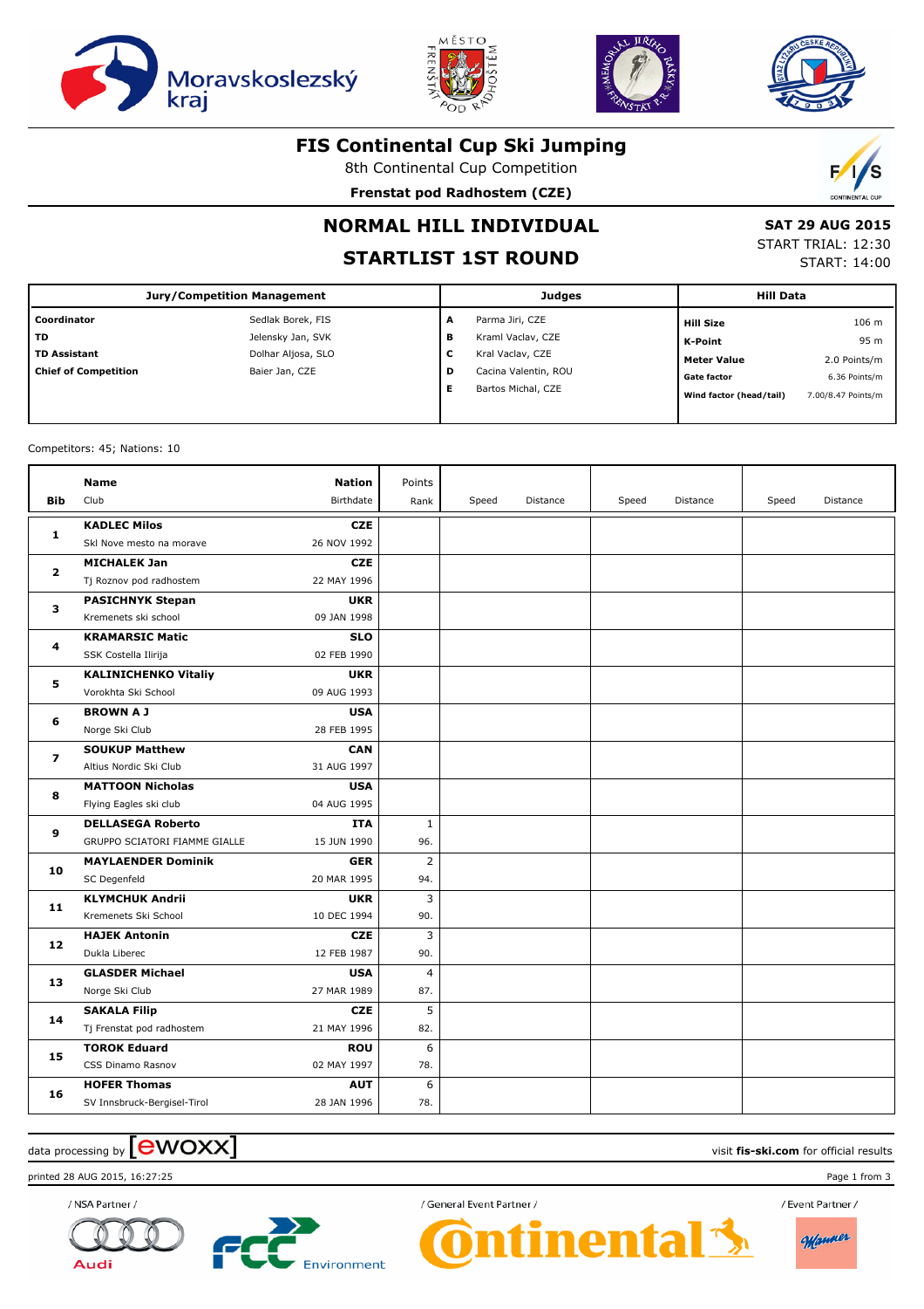# FIS Continental Cup Ski Jumping

8th Continental Cup Competition

**Frenstat pod Radhostem (CZE)**

## NORMAL HILL INDIVIDUAL

## STARTLIST 1ST ROUND

**SAT 29 AUG 2015**
START TRIAL: 12:30
START: 14:00

| Jury/Competition Management | | Judges | | Hill Data | |
|---|---|---|---|---|---|
| **Coordinator** | Sedlak Borek, FIS | **A** | Parma Jiri, CZE | **Hill Size** | 106 m |
| **TD** | Jelensky Jan, SVK | **B** | Kraml Vaclav, CZE | **K-Point** | 95 m |
| **TD Assistant** | Dolhar Aljosa, SLO | **C** | Kral Vaclav, CZE | **Meter Value** | 2.0 Points/m |
| **Chief of Competition** | Baier Jan, CZE | **D** | Cacina Valentin, ROU | **Gate factor** | 6.36 Points/m |
| | | **E** | Bartos Michal, CZE | **Wind factor (head/tail)** | 7.00/8.47 Points/m |

Competitors: 45; Nations: 10

| Bib | Name / Club | Nation / Birthdate | Points / Rank | Speed | Distance | Speed | Distance | Speed | Distance |
|---|---|---|---|---|---|---|---|---|---|
| 1 | **KADLEC Milos** <br> Skl Nove mesto na morave | **CZE** <br> 26 NOV 1992 | | | | | | | |
| 2 | **MICHALEK Jan** <br> Tj Roznov pod radhostem | **CZE** <br> 22 MAY 1996 | | | | | | | |
| 3 | **PASICHNYK Stepan** <br> Kremenets ski school | **UKR** <br> 09 JAN 1998 | | | | | | | |
| 4 | **KRAMARSIC Matic** <br> SSK Costella Ilirija | **SLO** <br> 02 FEB 1990 | | | | | | | |
| 5 | **KALINICHENKO Vitaliy** <br> Vorokhta Ski School | **UKR** <br> 09 AUG 1993 | | | | | | | |
| 6 | **BROWN A J** <br> Norge Ski Club | **USA** <br> 28 FEB 1995 | | | | | | | |
| 7 | **SOUKUP Matthew** <br> Altius Nordic Ski Club | **CAN** <br> 31 AUG 1997 | | | | | | | |
| 8 | **MATTOON Nicholas** <br> Flying Eagles ski club | **USA** <br> 04 AUG 1995 | | | | | | | |
| 9 | **DELLASEGA Roberto** <br> GRUPPO SCIATORI FIAMME GIALLE | **ITA** <br> 15 JUN 1990 | 1 <br> 96. | | | | | | |
| 10 | **MAYLAENDER Dominik** <br> SC Degenfeld | **GER** <br> 20 MAR 1995 | 2 <br> 94. | | | | | | |
| 11 | **KLYMCHUK Andrii** <br> Kremenets Ski School | **UKR** <br> 10 DEC 1994 | 3 <br> 90. | | | | | | |
| 12 | **HAJEK Antonin** <br> Dukla Liberec | **CZE** <br> 12 FEB 1987 | 3 <br> 90. | | | | | | |
| 13 | **GLASDER Michael** <br> Norge Ski Club | **USA** <br> 27 MAR 1989 | 4 <br> 87. | | | | | | |
| 14 | **SAKALA Filip** <br> Tj Frenstat pod radhostem | **CZE** <br> 21 MAY 1996 | 5 <br> 82. | | | | | | |
| 15 | **TOROK Eduard** <br> CSS Dinamo Rasnov | **ROU** <br> 02 MAY 1997 | 6 <br> 78. | | | | | | |
| 16 | **HOFER Thomas** <br> SV Innsbruck-Bergisel-Tirol | **AUT** <br> 28 JAN 1996 | 6 <br> 78. | | | | | | |

data processing by ewoxx

visit **fis-ski.com** for official results

printed 28 AUG 2015, 16:27:25

/ NSA Partner / / General Event Partner / / Event Partner /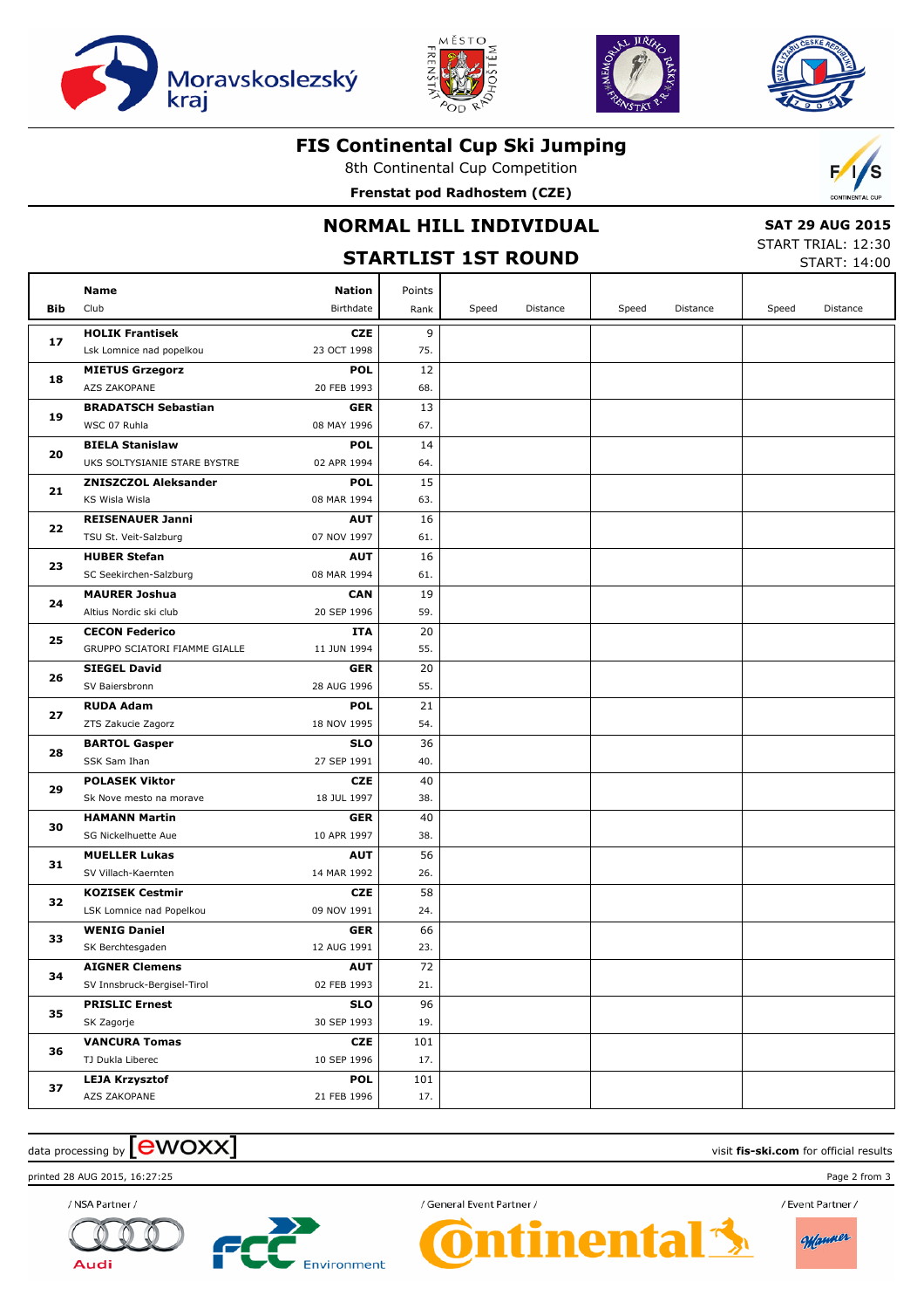# FIS Continental Cup Ski Jumping

8th Continental Cup Competition

**Frenstat pod Radhostem (CZE)**

## NORMAL HILL INDIVIDUAL

## STARTLIST 1ST ROUND

**SAT 29 AUG 2015**
START TRIAL: 12:30
START: 14:00

| Bib | Name / Club | Nation / Birthdate | Points / Rank | Speed | Distance | Speed | Distance | Speed | Distance |
|---|---|---|---|---|---|---|---|---|---|
| 17 | **HOLIK Frantisek** Lsk Lomnice nad popelkou | **CZE** 23 OCT 1998 | 9 75. | | | | | | |
| 18 | **MIETUS Grzegorz** AZS ZAKOPANE | **POL** 20 FEB 1993 | 12 68. | | | | | | |
| 19 | **BRADATSCH Sebastian** WSC 07 Ruhla | **GER** 08 MAY 1996 | 13 67. | | | | | | |
| 20 | **BIELA Stanislaw** UKS SOLTYSIANIE STARE BYSTRE | **POL** 02 APR 1994 | 14 64. | | | | | | |
| 21 | **ZNISZCZOL Aleksander** KS Wisla Wisla | **POL** 08 MAR 1994 | 15 63. | | | | | | |
| 22 | **REISENAUER Janni** TSU St. Veit-Salzburg | **AUT** 07 NOV 1997 | 16 61. | | | | | | |
| 23 | **HUBER Stefan** SC Seekirchen-Salzburg | **AUT** 08 MAR 1994 | 16 61. | | | | | | |
| 24 | **MAURER Joshua** Altius Nordic ski club | **CAN** 20 SEP 1996 | 19 59. | | | | | | |
| 25 | **CECON Federico** GRUPPO SCIATORI FIAMME GIALLE | **ITA** 11 JUN 1994 | 20 55. | | | | | | |
| 26 | **SIEGEL David** SV Baiersbronn | **GER** 28 AUG 1996 | 20 55. | | | | | | |
| 27 | **RUDA Adam** ZTS Zakucie Zagorz | **POL** 18 NOV 1995 | 21 54. | | | | | | |
| 28 | **BARTOL Gasper** SSK Sam Ihan | **SLO** 27 SEP 1991 | 36 40. | | | | | | |
| 29 | **POLASEK Viktor** Sk Nove mesto na morave | **CZE** 18 JUL 1997 | 40 38. | | | | | | |
| 30 | **HAMANN Martin** SG Nickelhuette Aue | **GER** 10 APR 1997 | 40 38. | | | | | | |
| 31 | **MUELLER Lukas** SV Villach-Kaernten | **AUT** 14 MAR 1992 | 56 26. | | | | | | |
| 32 | **KOZISEK Cestmir** LSK Lomnice nad Popelkou | **CZE** 09 NOV 1991 | 58 24. | | | | | | |
| 33 | **WENIG Daniel** SK Berchtesgaden | **GER** 12 AUG 1991 | 66 23. | | | | | | |
| 34 | **AIGNER Clemens** SV Innsbruck-Bergisel-Tirol | **AUT** 02 FEB 1993 | 72 21. | | | | | | |
| 35 | **PRISLIC Ernest** SK Zagorje | **SLO** 30 SEP 1993 | 96 19. | | | | | | |
| 36 | **VANCURA Tomas** TJ Dukla Liberec | **CZE** 10 SEP 1996 | 101 17. | | | | | | |
| 37 | **LEJA Krzysztof** AZS ZAKOPANE | **POL** 21 FEB 1996 | 101 17. | | | | | | |

data processing by ewoxx — visit **fis-ski.com** for official results

printed 28 AUG 2015, 16:27:25

/ NSA Partner / — / General Event Partner / — / Event Partner /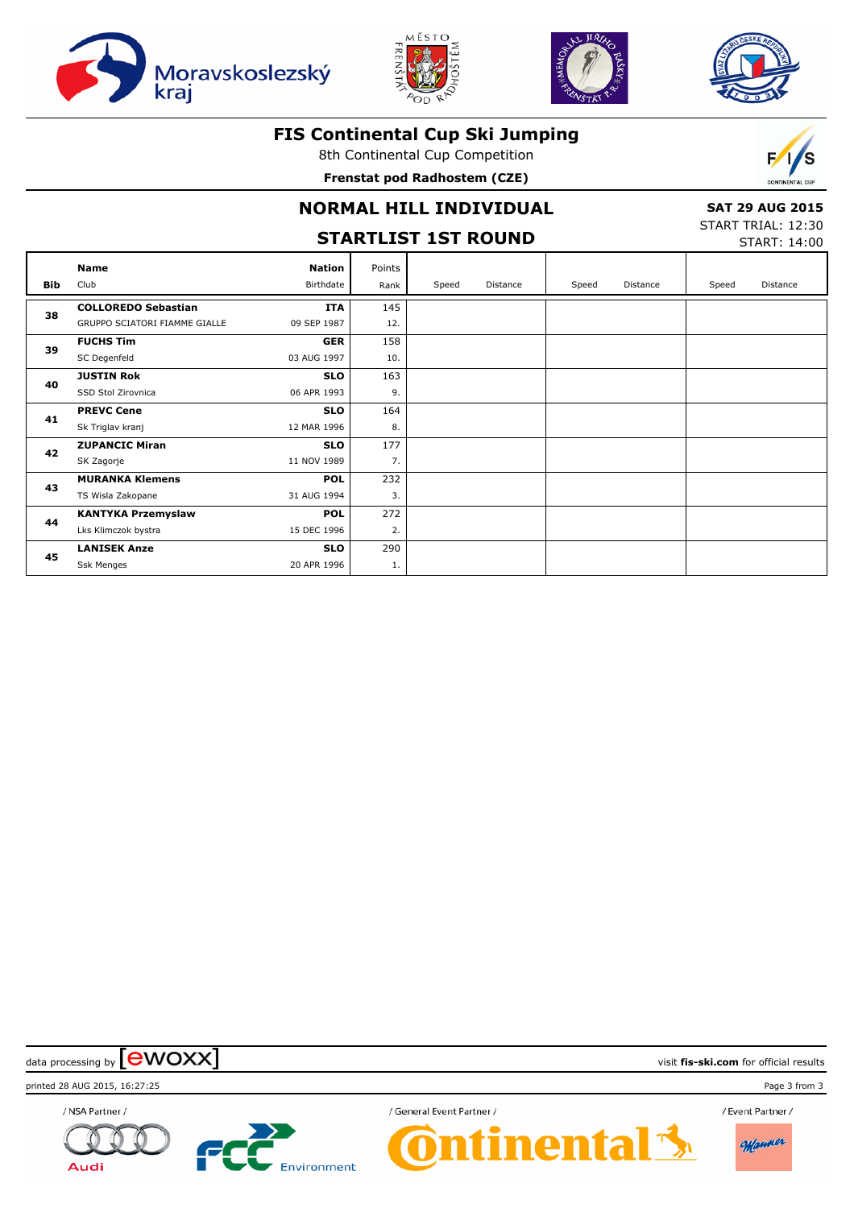# FIS Continental Cup Ski Jumping

8th Continental Cup Competition

**Frenstat pod Radhostem (CZE)**

## NORMAL HILL INDIVIDUAL

## STARTLIST 1ST ROUND

**SAT 29 AUG 2015**
START TRIAL: 12:30
START: 14:00

| Bib | Name / Club | Nation / Birthdate | Points / Rank | Speed | Distance | Speed | Distance | Speed | Distance |
|---|---|---|---|---|---|---|---|---|---|
| 38 | **COLLOREDO Sebastian** GRUPPO SCIATORI FIAMME GIALLE | **ITA** 09 SEP 1987 | 145 12. | | | | | | |
| 39 | **FUCHS Tim** SC Degenfeld | **GER** 03 AUG 1997 | 158 10. | | | | | | |
| 40 | **JUSTIN Rok** SSD Stol Zirovnica | **SLO** 06 APR 1993 | 163 9. | | | | | | |
| 41 | **PREVC Cene** Sk Triglav kranj | **SLO** 12 MAR 1996 | 164 8. | | | | | | |
| 42 | **ZUPANCIC Miran** SK Zagorje | **SLO** 11 NOV 1989 | 177 7. | | | | | | |
| 43 | **MURANKA Klemens** TS Wisla Zakopane | **POL** 31 AUG 1994 | 232 3. | | | | | | |
| 44 | **KANTYKA Przemyslaw** Lks Klimczok bystra | **POL** 15 DEC 1996 | 272 2. | | | | | | |
| 45 | **LANISEK Anze** Ssk Menges | **SLO** 20 APR 1996 | 290 1. | | | | | | |

data processing by ewoxx — visit **fis-ski.com** for official results

printed 28 AUG 2015, 16:27:25

/ NSA Partner / / General Event Partner / / Event Partner /